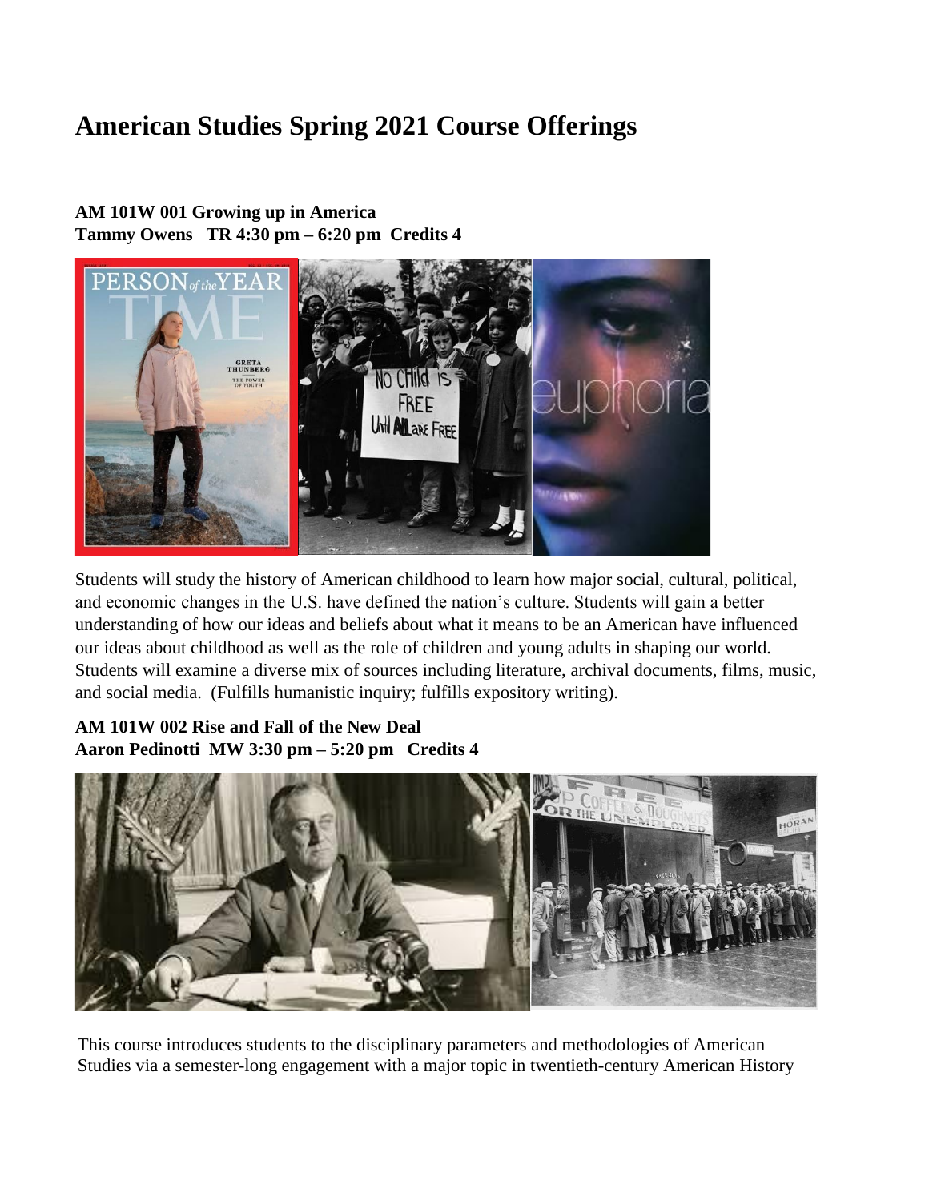# American Studies Spring 2021 Course Offerings

**AM 101W 001 Growing up in America**
**Tammy Owens TR 4:30 pm – 6:20 pm Credits 4**

Students will study the history of American childhood to learn how major social, cultural, political, and economic changes in the U.S. have defined the nation's culture. Students will gain a better understanding of how our ideas and beliefs about what it means to be an American have influenced our ideas about childhood as well as the role of children and young adults in shaping our world. Students will examine a diverse mix of sources including literature, archival documents, films, music, and social media. (Fulfills humanistic inquiry; fulfills expository writing).

**AM 101W 002 Rise and Fall of the New Deal**
**Aaron Pedinotti MW 3:30 pm – 5:20 pm Credits 4**

This course introduces students to the disciplinary parameters and methodologies of American Studies via a semester-long engagement with a major topic in twentieth-century American History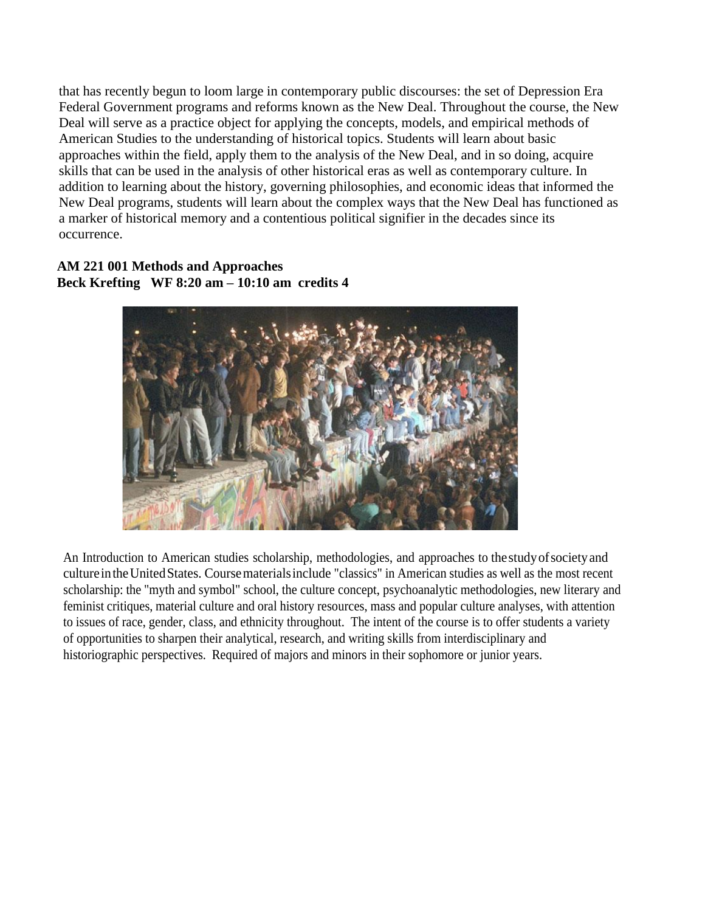that has recently begun to loom large in contemporary public discourses: the set of Depression Era Federal Government programs and reforms known as the New Deal. Throughout the course, the New Deal will serve as a practice object for applying the concepts, models, and empirical methods of American Studies to the understanding of historical topics. Students will learn about basic approaches within the field, apply them to the analysis of the New Deal, and in so doing, acquire skills that can be used in the analysis of other historical eras as well as contemporary culture. In addition to learning about the history, governing philosophies, and economic ideas that informed the New Deal programs, students will learn about the complex ways that the New Deal has functioned as a marker of historical memory and a contentious political signifier in the decades since its occurrence.

**AM 221 001 Methods and Approaches**
**Beck Krefting WF 8:20 am – 10:10 am credits 4**

An Introduction to American studies scholarship, methodologies, and approaches to the study of society and culture in the United States. Course materials include "classics" in American studies as well as the most recent scholarship: the "myth and symbol" school, the culture concept, psychoanalytic methodologies, new literary and feminist critiques, material culture and oral history resources, mass and popular culture analyses, with attention to issues of race, gender, class, and ethnicity throughout. The intent of the course is to offer students a variety of opportunities to sharpen their analytical, research, and writing skills from interdisciplinary and historiographic perspectives. Required of majors and minors in their sophomore or junior years.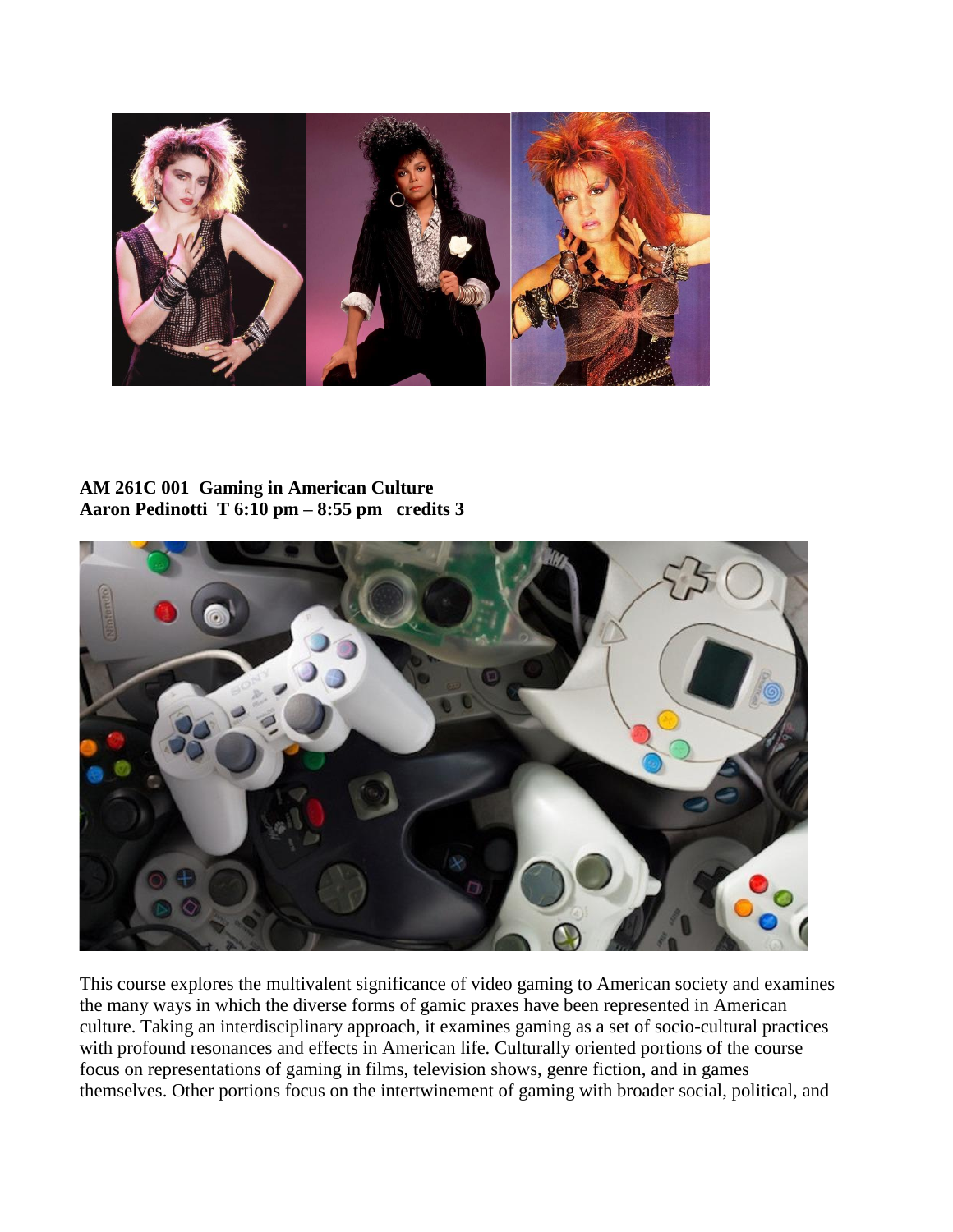**AM 261C 001 Gaming in American Culture**
**Aaron Pedinotti T 6:10 pm – 8:55 pm credits 3**

This course explores the multivalent significance of video gaming to American society and examines the many ways in which the diverse forms of gamic praxes have been represented in American culture. Taking an interdisciplinary approach, it examines gaming as a set of socio-cultural practices with profound resonances and effects in American life. Culturally oriented portions of the course focus on representations of gaming in films, television shows, genre fiction, and in games themselves. Other portions focus on the intertwinement of gaming with broader social, political, and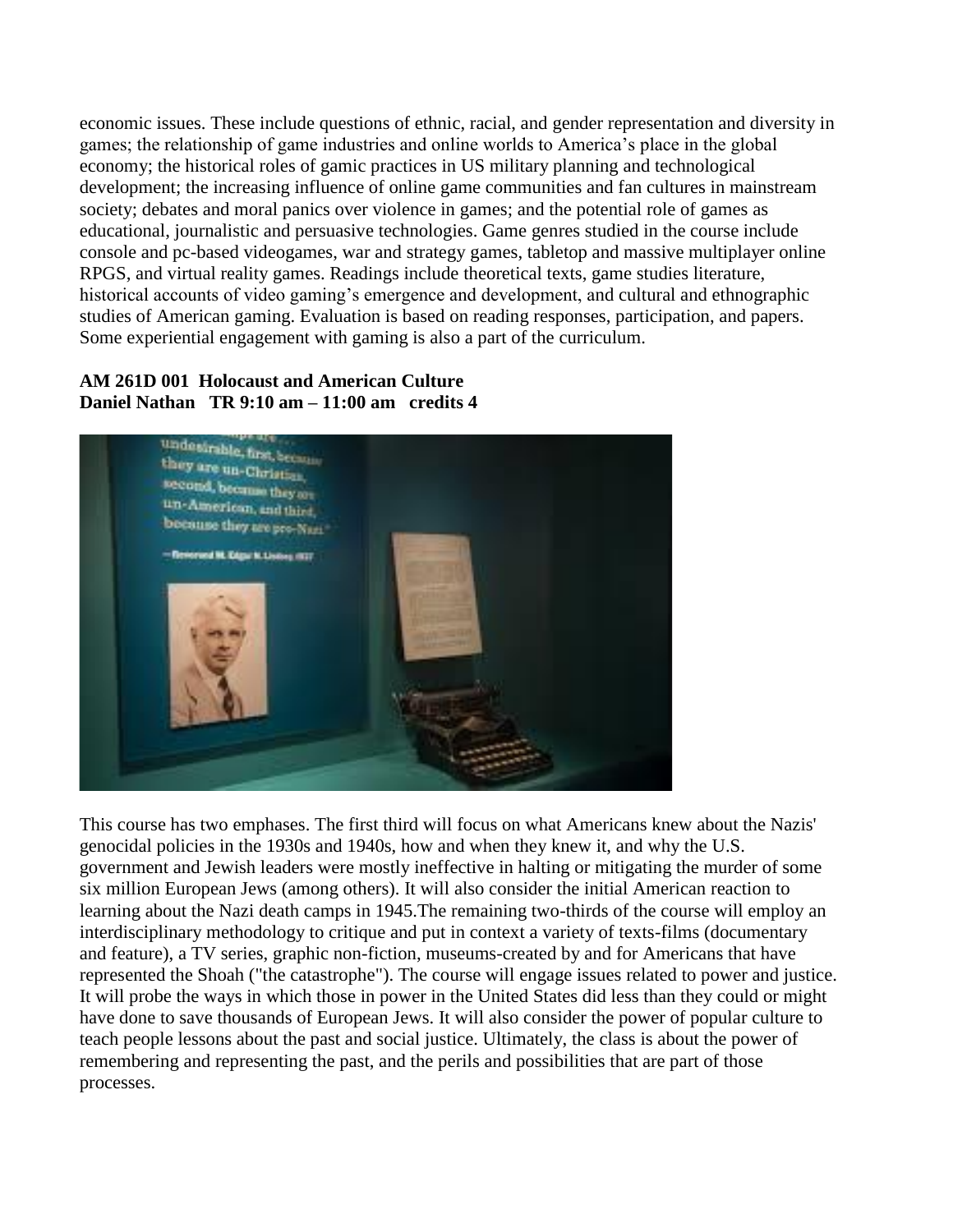economic issues. These include questions of ethnic, racial, and gender representation and diversity in games; the relationship of game industries and online worlds to America's place in the global economy; the historical roles of gamic practices in US military planning and technological development; the increasing influence of online game communities and fan cultures in mainstream society; debates and moral panics over violence in games; and the potential role of games as educational, journalistic and persuasive technologies. Game genres studied in the course include console and pc-based videogames, war and strategy games, tabletop and massive multiplayer online RPGS, and virtual reality games. Readings include theoretical texts, game studies literature, historical accounts of video gaming's emergence and development, and cultural and ethnographic studies of American gaming. Evaluation is based on reading responses, participation, and papers. Some experiential engagement with gaming is also a part of the curriculum.

**AM 261D 001 Holocaust and American Culture**
**Daniel Nathan TR 9:10 am – 11:00 am credits 4**

This course has two emphases. The first third will focus on what Americans knew about the Nazis' genocidal policies in the 1930s and 1940s, how and when they knew it, and why the U.S. government and Jewish leaders were mostly ineffective in halting or mitigating the murder of some six million European Jews (among others). It will also consider the initial American reaction to learning about the Nazi death camps in 1945.The remaining two-thirds of the course will employ an interdisciplinary methodology to critique and put in context a variety of texts-films (documentary and feature), a TV series, graphic non-fiction, museums-created by and for Americans that have represented the Shoah ("the catastrophe"). The course will engage issues related to power and justice. It will probe the ways in which those in power in the United States did less than they could or might have done to save thousands of European Jews. It will also consider the power of popular culture to teach people lessons about the past and social justice. Ultimately, the class is about the power of remembering and representing the past, and the perils and possibilities that are part of those processes.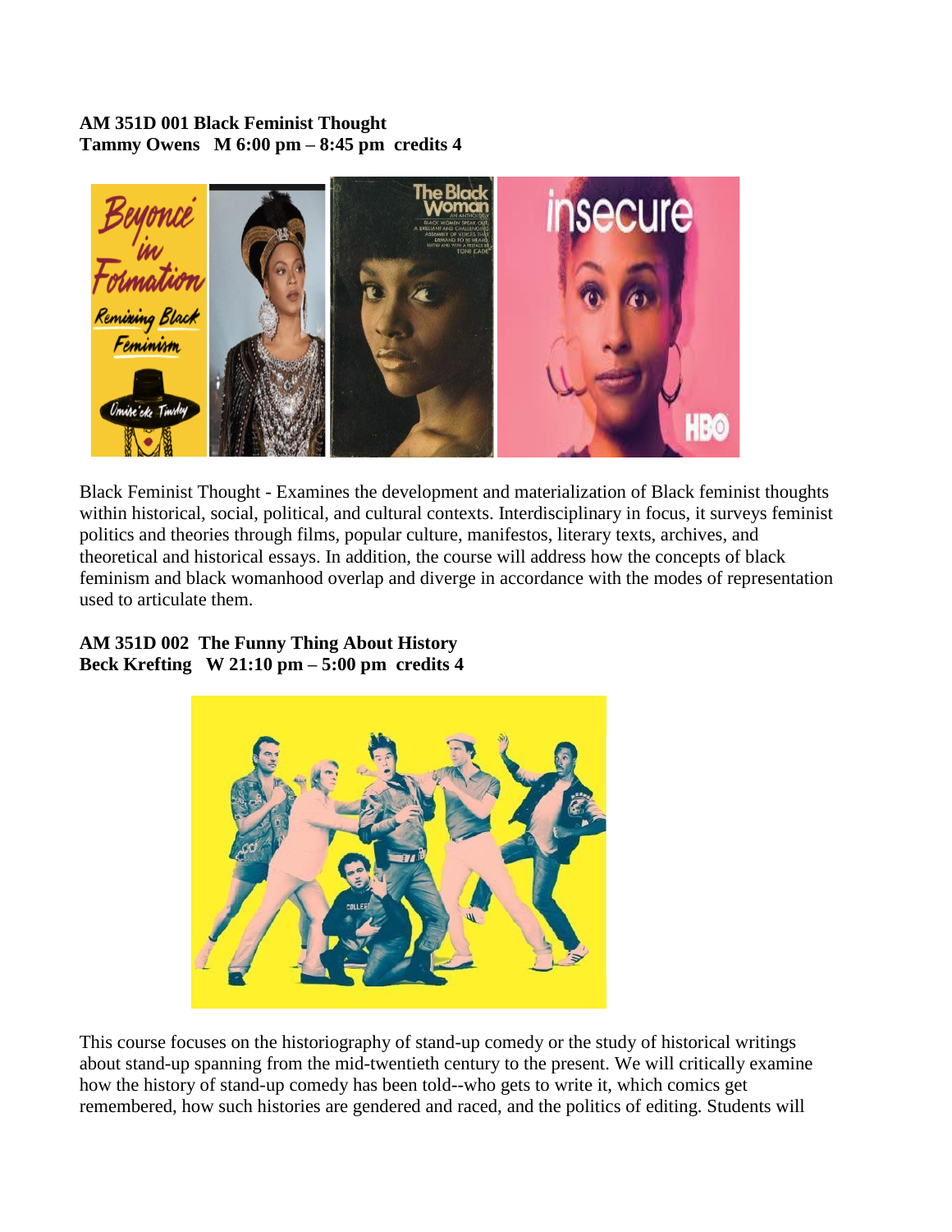**AM 351D 001 Black Feminist Thought**
**Tammy Owens M 6:00 pm – 8:45 pm credits 4**

Black Feminist Thought - Examines the development and materialization of Black feminist thoughts within historical, social, political, and cultural contexts. Interdisciplinary in focus, it surveys feminist politics and theories through films, popular culture, manifestos, literary texts, archives, and theoretical and historical essays. In addition, the course will address how the concepts of black feminism and black womanhood overlap and diverge in accordance with the modes of representation used to articulate them.

**AM 351D 002 The Funny Thing About History**
**Beck Krefting W 21:10 pm – 5:00 pm credits 4**

This course focuses on the historiography of stand-up comedy or the study of historical writings about stand-up spanning from the mid-twentieth century to the present. We will critically examine how the history of stand-up comedy has been told--who gets to write it, which comics get remembered, how such histories are gendered and raced, and the politics of editing. Students will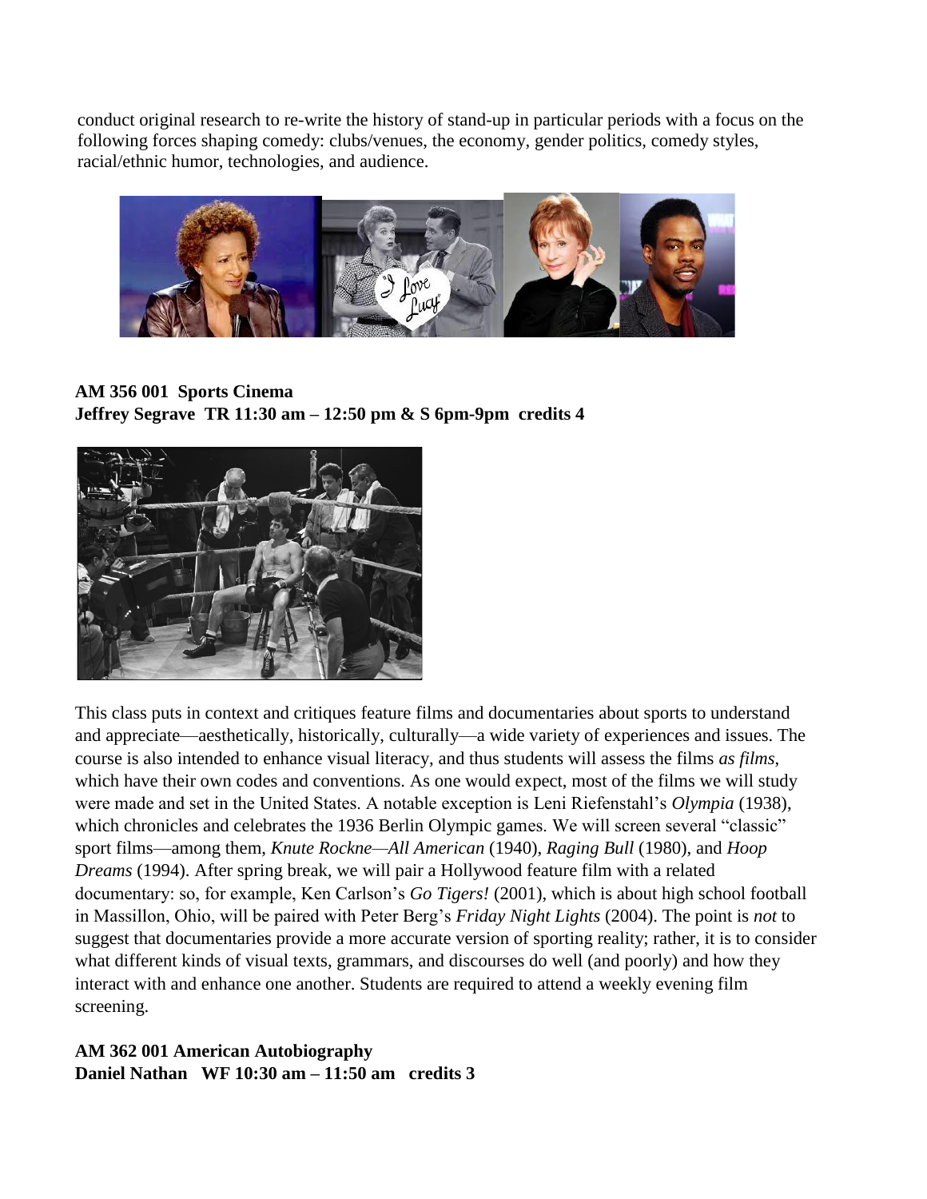conduct original research to re-write the history of stand-up in particular periods with a focus on the following forces shaping comedy: clubs/venues, the economy, gender politics, comedy styles, racial/ethnic humor, technologies, and audience.

**AM 356 001 Sports Cinema**
**Jeffrey Segrave TR 11:30 am – 12:50 pm & S 6pm-9pm credits 4**

This class puts in context and critiques feature films and documentaries about sports to understand and appreciate—aesthetically, historically, culturally—a wide variety of experiences and issues. The course is also intended to enhance visual literacy, and thus students will assess the films *as films*, which have their own codes and conventions. As one would expect, most of the films we will study were made and set in the United States. A notable exception is Leni Riefenstahl's *Olympia* (1938), which chronicles and celebrates the 1936 Berlin Olympic games. We will screen several "classic" sport films—among them, *Knute Rockne—All American* (1940), *Raging Bull* (1980), and *Hoop Dreams* (1994). After spring break, we will pair a Hollywood feature film with a related documentary: so, for example, Ken Carlson's *Go Tigers!* (2001), which is about high school football in Massillon, Ohio, will be paired with Peter Berg's *Friday Night Lights* (2004). The point is *not* to suggest that documentaries provide a more accurate version of sporting reality; rather, it is to consider what different kinds of visual texts, grammars, and discourses do well (and poorly) and how they interact with and enhance one another. Students are required to attend a weekly evening film screening.

**AM 362 001 American Autobiography**
**Daniel Nathan WF 10:30 am – 11:50 am credits 3**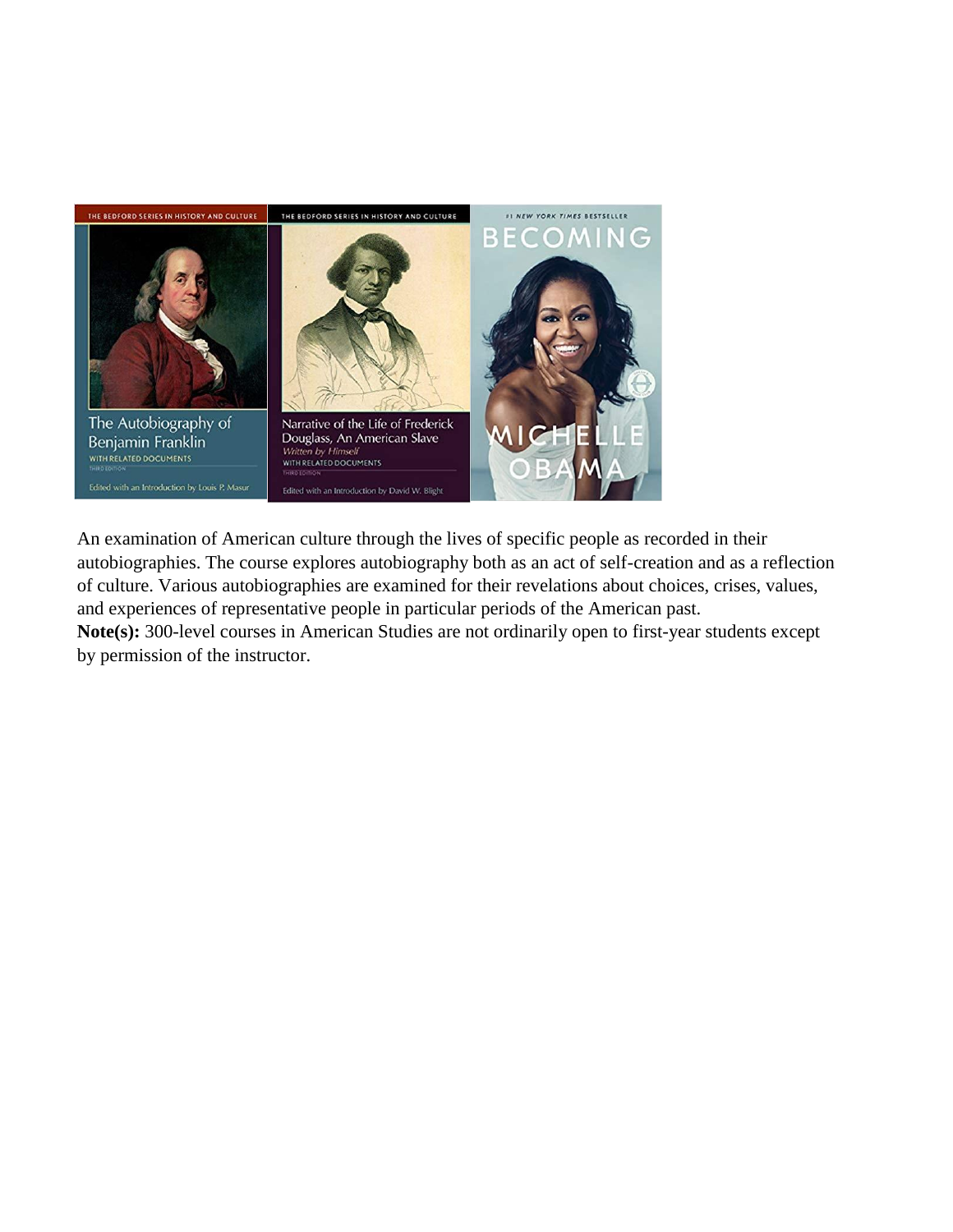An examination of American culture through the lives of specific people as recorded in their autobiographies. The course explores autobiography both as an act of self-creation and as a reflection of culture. Various autobiographies are examined for their revelations about choices, crises, values, and experiences of representative people in particular periods of the American past.
**Note(s):** 300-level courses in American Studies are not ordinarily open to first-year students except by permission of the instructor.